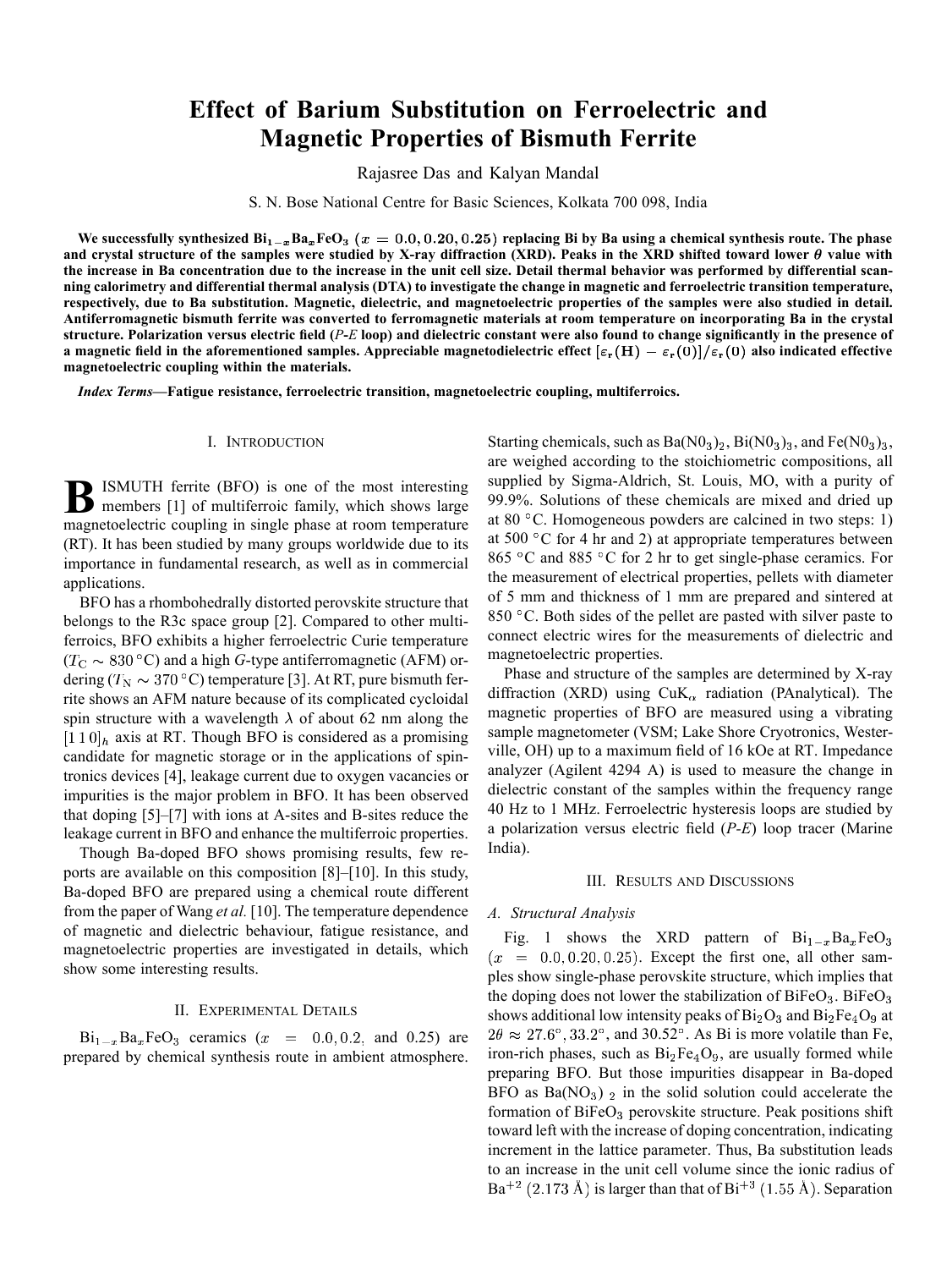# Effect of Barium Substitution on Ferroelectric and Magnetic Properties of Bismuth Ferrite

Rajasree Das and Kalyan Mandal

S. N. Bose National Centre for Basic Sciences, Kolkata 700 098, India

**We successfully synthesized $Bi_{1-x}Ba_xFeO_3$ $(x = 0.0, 0.20, 0.25)$ replacing Bi by Ba using a chemical synthesis route. The phase and crystal structure of the samples were studied by X-ray diffraction (XRD). Peaks in the XRD shifted toward lower $\theta$ value with the increase in Ba concentration due to the increase in the unit cell size. Detail thermal behavior was performed by differential scanning calorimetry and differential thermal analysis (DTA) to investigate the change in magnetic and ferroelectric transition temperature, respectively, due to Ba substitution. Magnetic, dielectric, and magnetoelectric properties of the samples were also studied in detail. Antiferromagnetic bismuth ferrite was converted to ferromagnetic materials at room temperature on incorporating Ba in the crystal structure. Polarization versus electric field (*P-E* loop) and dielectric constant were also found to change significantly in the presence of a magnetic field in the aforementioned samples. Appreciable magnetodielectric effect $[\varepsilon_r(H) - \varepsilon_r(0)]/\varepsilon_r(0)$ also indicated effective magnetoelectric coupling within the materials.**

***Index Terms*—Fatigue resistance, ferroelectric transition, magnetoelectric coupling, multiferroics.**

## I. Introduction

Bismuth ferrite (BFO) is one of the most interesting members [1] of multiferroic family, which shows large magnetoelectric coupling in single phase at room temperature (RT). It has been studied by many groups worldwide due to its importance in fundamental research, as well as in commercial applications.

BFO has a rhombohedrally distorted perovskite structure that belongs to the R3c space group [2]. Compared to other multiferroics, BFO exhibits a higher ferroelectric Curie temperature ($T_C \sim 830\,^\circ$C) and a high *G*-type antiferromagnetic (AFM) ordering ($T_N \sim 370\,^\circ$C) temperature [3]. At RT, pure bismuth ferrite shows an AFM nature because of its complicated cycloidal spin structure with a wavelength $\lambda$ of about 62 nm along the $[1\,1\,0]_h$ axis at RT. Though BFO is considered as a promising candidate for magnetic storage or in the applications of spintronics devices [4], leakage current due to oxygen vacancies or impurities is the major problem in BFO. It has been observed that doping [5]–[7] with ions at A-sites and B-sites reduce the leakage current in BFO and enhance the multiferroic properties.

Though Ba-doped BFO shows promising results, few reports are available on this composition [8]–[10]. In this study, Ba-doped BFO are prepared using a chemical route different from the paper of Wang *et al.* [10]. The temperature dependence of magnetic and dielectric behaviour, fatigue resistance, and magnetoelectric properties are investigated in details, which show some interesting results.

## II. Experimental Details

$Bi_{1-x}Ba_xFeO_3$ ceramics ($x = 0.0, 0.2,$ and 0.25) are prepared by chemical synthesis route in ambient atmosphere. Starting chemicals, such as $Ba(N0_3)_2$, $Bi(N0_3)_3$, and $Fe(N0_3)_3$, are weighed according to the stoichiometric compositions, all supplied by Sigma-Aldrich, St. Louis, MO, with a purity of 99.9%. Solutions of these chemicals are mixed and dried up at 80 °C. Homogeneous powders are calcined in two steps: 1) at 500 °C for 4 hr and 2) at appropriate temperatures between 865 °C and 885 °C for 2 hr to get single-phase ceramics. For the measurement of electrical properties, pellets with diameter of 5 mm and thickness of 1 mm are prepared and sintered at 850 °C. Both sides of the pellet are pasted with silver paste to connect electric wires for the measurements of dielectric and magnetoelectric properties.

Phase and structure of the samples are determined by X-ray diffraction (XRD) using $CuK_\alpha$ radiation (PAnalytical). The magnetic properties of BFO are measured using a vibrating sample magnetometer (VSM; Lake Shore Cryotronics, Westerville, OH) up to a maximum field of 16 kOe at RT. Impedance analyzer (Agilent 4294 A) is used to measure the change in dielectric constant of the samples within the frequency range 40 Hz to 1 MHz. Ferroelectric hysteresis loops are studied by a polarization versus electric field (*P-E*) loop tracer (Marine India).

## III. Results and Discussions

### A. Structural Analysis

Fig. 1 shows the XRD pattern of $Bi_{1-x}Ba_xFeO_3$ $(x = 0.0, 0.20, 0.25)$. Except the first one, all other samples show single-phase perovskite structure, which implies that the doping does not lower the stabilization of $BiFeO_3$. $BiFeO_3$ shows additional low intensity peaks of $Bi_2O_3$ and $Bi_2Fe_4O_9$ at $2\theta \approx 27.6^\circ, 33.2^\circ$, and $30.52^\circ$. As Bi is more volatile than Fe, iron-rich phases, such as $Bi_2Fe_4O_9$, are usually formed while preparing BFO. But those impurities disappear in Ba-doped BFO as $Ba(NO_3)_2$ in the solid solution could accelerate the formation of $BiFeO_3$ perovskite structure. Peak positions shift toward left with the increase of doping concentration, indicating increment in the lattice parameter. Thus, Ba substitution leads to an increase in the unit cell volume since the ionic radius of $Ba^{+2}$ (2.173 Å) is larger than that of $Bi^{+3}$ (1.55 Å). Separation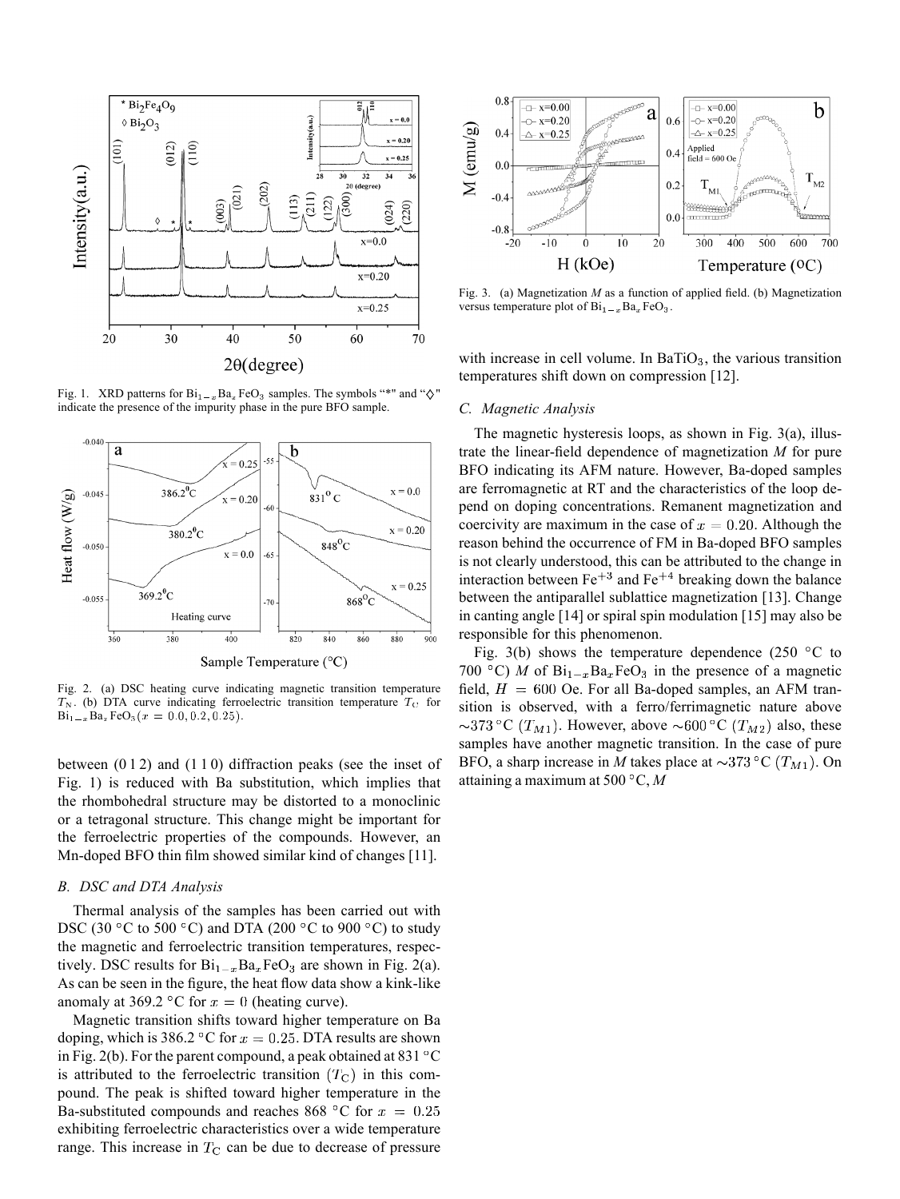* $Bi_2Fe_4O_9$

◊ $Bi_2O_3$

(101) (012) (110) (003) (021) (202) (113) (211) (122) (300) (024) (220)

Intensity(a.u.)

012 110

x = 0.0

x = 0.20

x = 0.25

28 30 32 34 36

2θ (degree)

x=0.0

x=0.20

x=0.25

20 30 40 50 60 70

2θ(degree)

Fig. 1. XRD patterns for $Bi_{1-x}Ba_xFeO_3$ samples. The symbols "*" and "◊" indicate the presence of the impurity phase in the pure BFO sample.

a

x = 0.25

386.2°C

x = 0.20

380.2°C

x = 0.0

369.2°C

Heating curve

Heat flow (W/g)

-0.040 -0.045 -0.050 -0.055

360 380 400

b

831° C

x = 0.0

x = 0.20

848°C

x = 0.25

868°C

-55 -60 -65 -70

820 840 860 880 900

Sample Temperature (°C)

Fig. 2. (a) DSC heating curve indicating magnetic transition temperature $T_N$. (b) DTA curve indicating ferroelectric transition temperature $T_C$ for $Bi_{1-x}Ba_xFeO_3 (x = 0.0, 0.2, 0.25)$.

between (0 1 2) and (1 1 0) diffraction peaks (see the inset of Fig. 1) is reduced with Ba substitution, which implies that the rhombohedral structure may be distorted to a monoclinic or a tetragonal structure. This change might be important for the ferroelectric properties of the compounds. However, an Mn-doped BFO thin film showed similar kind of changes [11].

### B. DSC and DTA Analysis

Thermal analysis of the samples has been carried out with DSC (30 °C to 500 °C) and DTA (200 °C to 900 °C) to study the magnetic and ferroelectric transition temperatures, respectively. DSC results for $Bi_{1-x}Ba_xFeO_3$ are shown in Fig. 2(a). As can be seen in the figure, the heat flow data show a kink-like anomaly at 369.2 °C for $x = 0$ (heating curve).

Magnetic transition shifts toward higher temperature on Ba doping, which is 386.2 °C for $x = 0.25$. DTA results are shown in Fig. 2(b). For the parent compound, a peak obtained at 831 °C is attributed to the ferroelectric transition $(T_C)$ in this compound. The peak is shifted toward higher temperature in the Ba-substituted compounds and reaches 868 °C for $x = 0.25$ exhibiting ferroelectric characteristics over a wide temperature range. This increase in $T_C$ can be due to decrease of pressure

a

x=0.00

x=0.20

x=0.25

M (emu/g)

0.8 0.4 0.0 -0.4 -0.8

-20 -10 0 10 20

H (kOe)

b

x=0.00

x=0.20

x=0.25

Applied field = 600 Oe

$T_{M1}$

$T_{M2}$

0.6 0.4 0.2 0.0

300 400 500 600 700

Temperature (°C)

Fig. 3. (a) Magnetization *M* as a function of applied field. (b) Magnetization versus temperature plot of $Bi_{1-x}Ba_xFeO_3$.

with increase in cell volume. In $BaTiO_3$, the various transition temperatures shift down on compression [12].

### C. Magnetic Analysis

The magnetic hysteresis loops, as shown in Fig. 3(a), illustrate the linear-field dependence of magnetization *M* for pure BFO indicating its AFM nature. However, Ba-doped samples are ferromagnetic at RT and the characteristics of the loop depend on doping concentrations. Remanent magnetization and coercivity are maximum in the case of $x = 0.20$. Although the reason behind the occurrence of FM in Ba-doped BFO samples is not clearly understood, this can be attributed to the change in interaction between $Fe^{+3}$ and $Fe^{+4}$ breaking down the balance between the antiparallel sublattice magnetization [13]. Change in canting angle [14] or spiral spin modulation [15] may also be responsible for this phenomenon.

Fig. 3(b) shows the temperature dependence (250 °C to 700 °C) *M* of $Bi_{1-x}Ba_xFeO_3$ in the presence of a magnetic field, $H = 600$ Oe. For all Ba-doped samples, an AFM transition is observed, with a ferro/ferrimagnetic nature above $\sim 373\,^{\circ}C\ (T_{M1})$. However, above $\sim 600\,^{\circ}C\ (T_{M2})$ also, these samples have another magnetic transition. In the case of pure BFO, a sharp increase in *M* takes place at $\sim 373\,^{\circ}C\ (T_{M1})$. On attaining a maximum at 500 °C, *M*